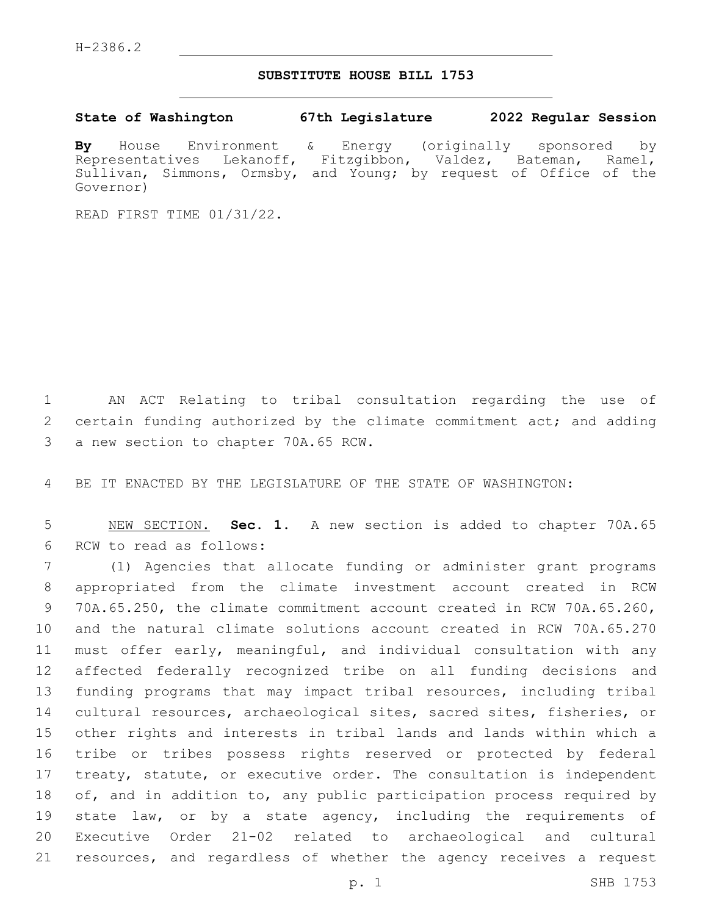H-2386.2

# SUBSTITUTE HOUSE BILL 1753

**State of Washington 67th Legislature 2022 Regular Session**

**By** House Environment & Energy (originally sponsored by Representatives Lekanoff, Fitzgibbon, Valdez, Bateman, Ramel, Sullivan, Simmons, Ormsby, and Young; by request of Office of the Governor)

READ FIRST TIME 01/31/22.

AN ACT Relating to tribal consultation regarding the use of certain funding authorized by the climate commitment act; and adding a new section to chapter 70A.65 RCW.

BE IT ENACTED BY THE LEGISLATURE OF THE STATE OF WASHINGTON:

NEW SECTION. **Sec. 1.** A new section is added to chapter 70A.65 RCW to read as follows:

(1) Agencies that allocate funding or administer grant programs appropriated from the climate investment account created in RCW 70A.65.250, the climate commitment account created in RCW 70A.65.260, and the natural climate solutions account created in RCW 70A.65.270 must offer early, meaningful, and individual consultation with any affected federally recognized tribe on all funding decisions and funding programs that may impact tribal resources, including tribal cultural resources, archaeological sites, sacred sites, fisheries, or other rights and interests in tribal lands and lands within which a tribe or tribes possess rights reserved or protected by federal treaty, statute, or executive order. The consultation is independent of, and in addition to, any public participation process required by state law, or by a state agency, including the requirements of Executive Order 21-02 related to archaeological and cultural resources, and regardless of whether the agency receives a request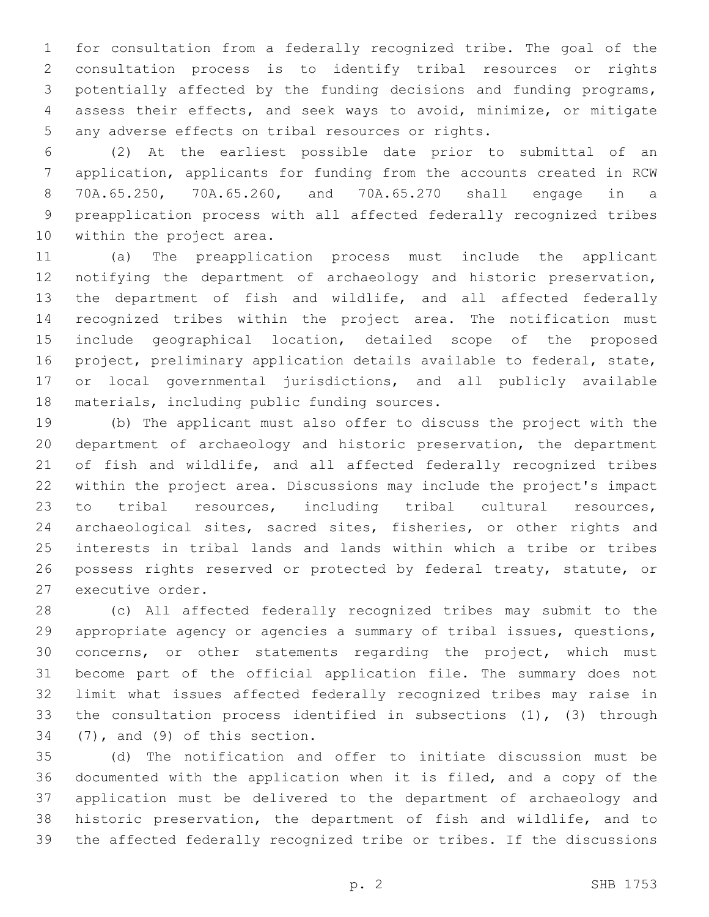for consultation from a federally recognized tribe. The goal of the consultation process is to identify tribal resources or rights potentially affected by the funding decisions and funding programs, assess their effects, and seek ways to avoid, minimize, or mitigate any adverse effects on tribal resources or rights.

(2) At the earliest possible date prior to submittal of an application, applicants for funding from the accounts created in RCW 70A.65.250, 70A.65.260, and 70A.65.270 shall engage in a preapplication process with all affected federally recognized tribes within the project area.

(a) The preapplication process must include the applicant notifying the department of archaeology and historic preservation, the department of fish and wildlife, and all affected federally recognized tribes within the project area. The notification must include geographical location, detailed scope of the proposed project, preliminary application details available to federal, state, or local governmental jurisdictions, and all publicly available materials, including public funding sources.

(b) The applicant must also offer to discuss the project with the department of archaeology and historic preservation, the department of fish and wildlife, and all affected federally recognized tribes within the project area. Discussions may include the project's impact to tribal resources, including tribal cultural resources, archaeological sites, sacred sites, fisheries, or other rights and interests in tribal lands and lands within which a tribe or tribes possess rights reserved or protected by federal treaty, statute, or executive order.

(c) All affected federally recognized tribes may submit to the appropriate agency or agencies a summary of tribal issues, questions, concerns, or other statements regarding the project, which must become part of the official application file. The summary does not limit what issues affected federally recognized tribes may raise in the consultation process identified in subsections (1), (3) through (7), and (9) of this section.

(d) The notification and offer to initiate discussion must be documented with the application when it is filed, and a copy of the application must be delivered to the department of archaeology and historic preservation, the department of fish and wildlife, and to the affected federally recognized tribe or tribes. If the discussions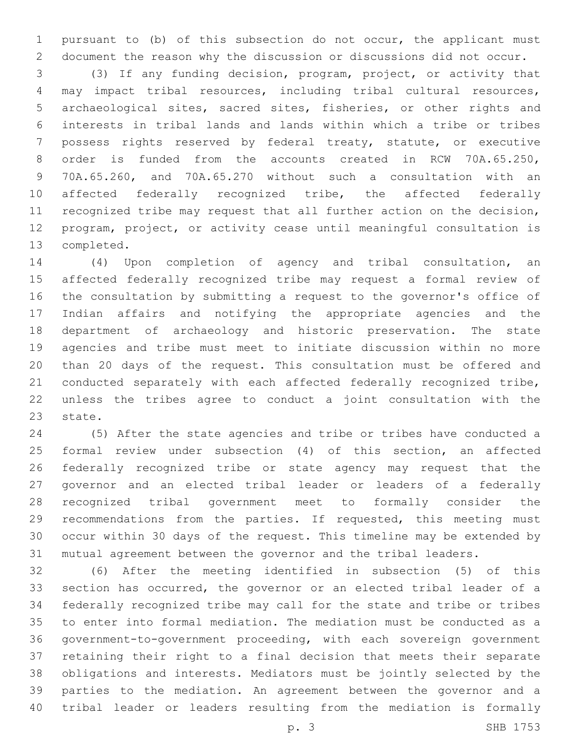pursuant to (b) of this subsection do not occur, the applicant must document the reason why the discussion or discussions did not occur.

(3) If any funding decision, program, project, or activity that may impact tribal resources, including tribal cultural resources, archaeological sites, sacred sites, fisheries, or other rights and interests in tribal lands and lands within which a tribe or tribes possess rights reserved by federal treaty, statute, or executive order is funded from the accounts created in RCW 70A.65.250, 70A.65.260, and 70A.65.270 without such a consultation with an affected federally recognized tribe, the affected federally recognized tribe may request that all further action on the decision, program, project, or activity cease until meaningful consultation is completed.

(4) Upon completion of agency and tribal consultation, an affected federally recognized tribe may request a formal review of the consultation by submitting a request to the governor's office of Indian affairs and notifying the appropriate agencies and the department of archaeology and historic preservation. The state agencies and tribe must meet to initiate discussion within no more than 20 days of the request. This consultation must be offered and conducted separately with each affected federally recognized tribe, unless the tribes agree to conduct a joint consultation with the state.

(5) After the state agencies and tribe or tribes have conducted a formal review under subsection (4) of this section, an affected federally recognized tribe or state agency may request that the governor and an elected tribal leader or leaders of a federally recognized tribal government meet to formally consider the recommendations from the parties. If requested, this meeting must occur within 30 days of the request. This timeline may be extended by mutual agreement between the governor and the tribal leaders.

(6) After the meeting identified in subsection (5) of this section has occurred, the governor or an elected tribal leader of a federally recognized tribe may call for the state and tribe or tribes to enter into formal mediation. The mediation must be conducted as a government-to-government proceeding, with each sovereign government retaining their right to a final decision that meets their separate obligations and interests. Mediators must be jointly selected by the parties to the mediation. An agreement between the governor and a tribal leader or leaders resulting from the mediation is formally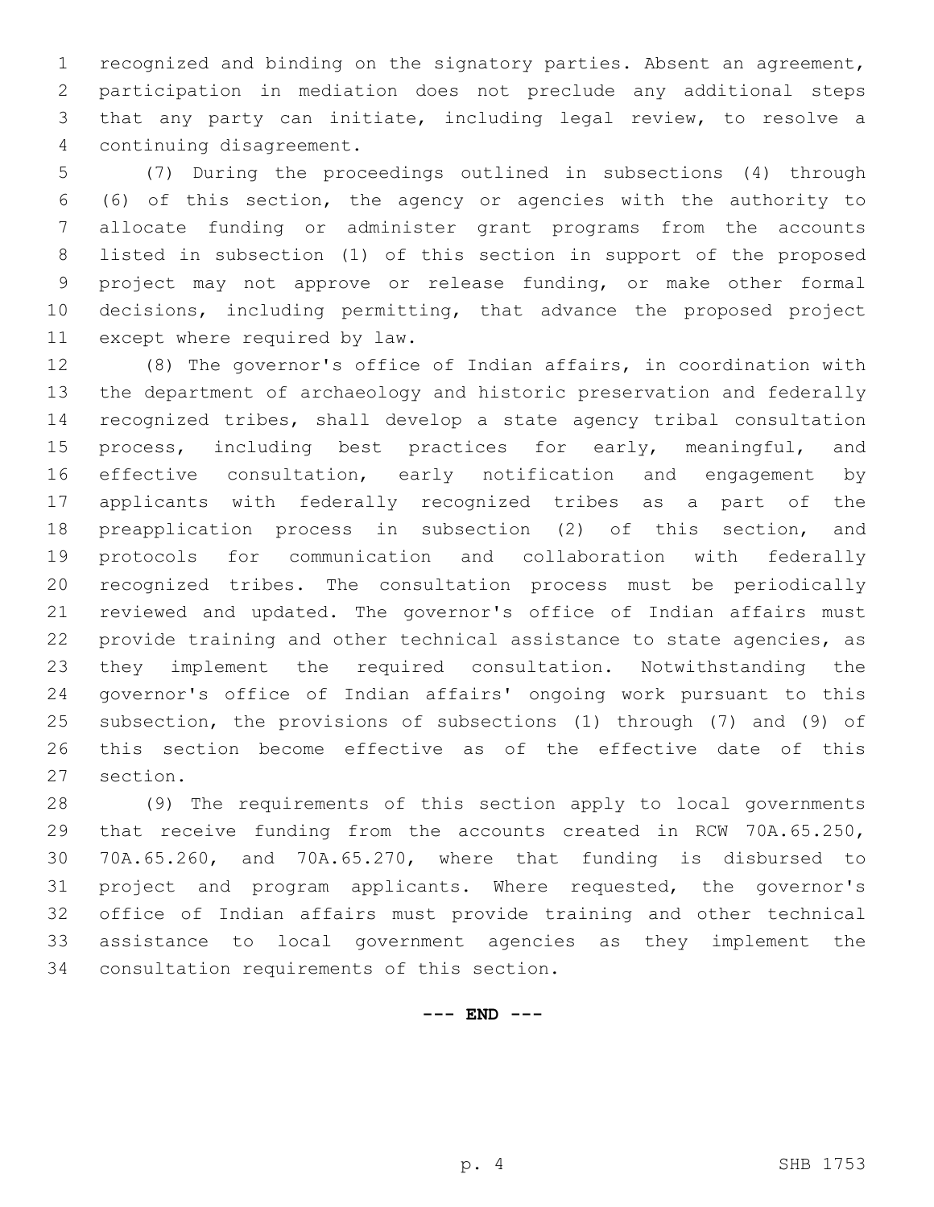recognized and binding on the signatory parties. Absent an agreement, participation in mediation does not preclude any additional steps that any party can initiate, including legal review, to resolve a continuing disagreement.

(7) During the proceedings outlined in subsections (4) through (6) of this section, the agency or agencies with the authority to allocate funding or administer grant programs from the accounts listed in subsection (1) of this section in support of the proposed project may not approve or release funding, or make other formal decisions, including permitting, that advance the proposed project except where required by law.

(8) The governor's office of Indian affairs, in coordination with the department of archaeology and historic preservation and federally recognized tribes, shall develop a state agency tribal consultation process, including best practices for early, meaningful, and effective consultation, early notification and engagement by applicants with federally recognized tribes as a part of the preapplication process in subsection (2) of this section, and protocols for communication and collaboration with federally recognized tribes. The consultation process must be periodically reviewed and updated. The governor's office of Indian affairs must provide training and other technical assistance to state agencies, as they implement the required consultation. Notwithstanding the governor's office of Indian affairs' ongoing work pursuant to this subsection, the provisions of subsections (1) through (7) and (9) of this section become effective as of the effective date of this section.

(9) The requirements of this section apply to local governments that receive funding from the accounts created in RCW 70A.65.250, 70A.65.260, and 70A.65.270, where that funding is disbursed to project and program applicants. Where requested, the governor's office of Indian affairs must provide training and other technical assistance to local government agencies as they implement the consultation requirements of this section.

**--- END ---**